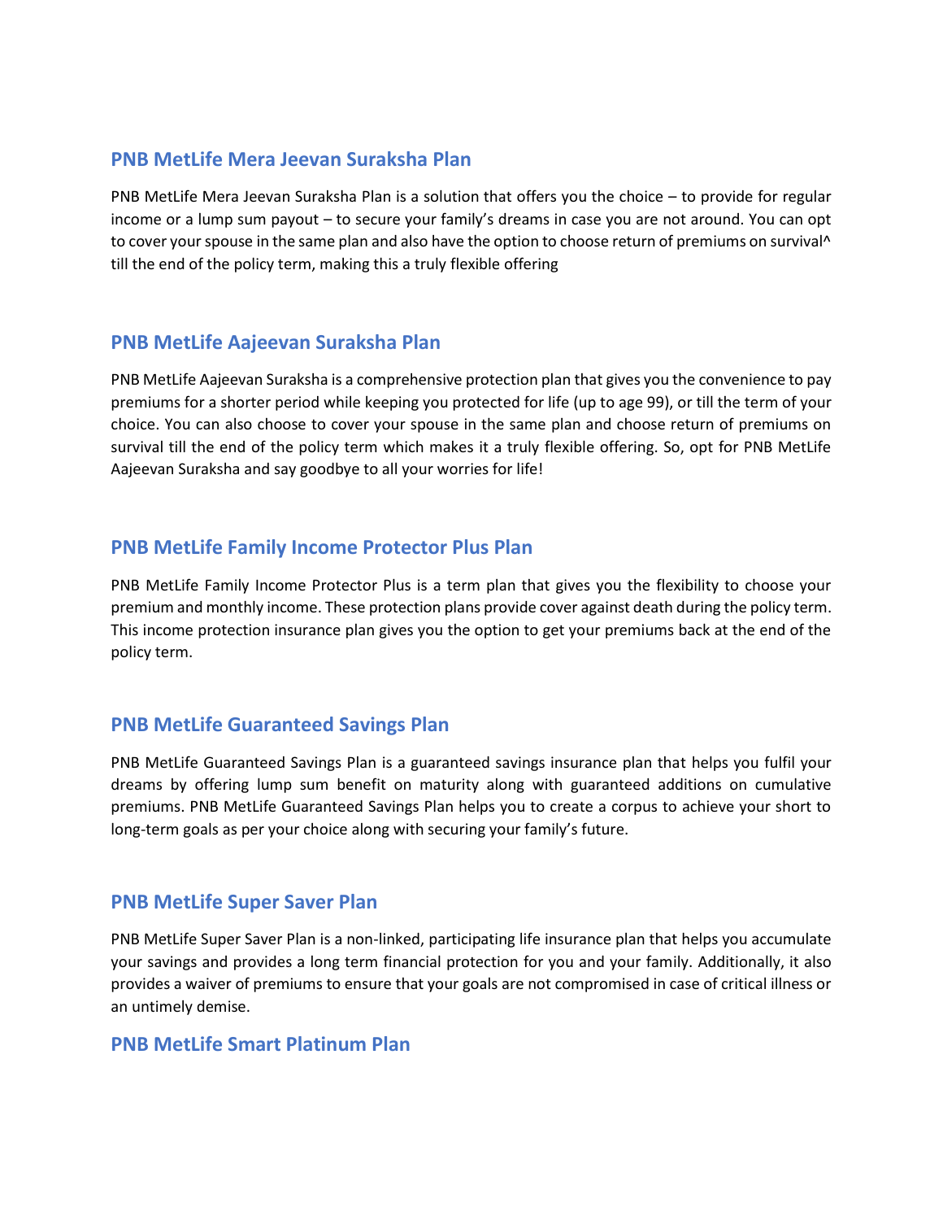## PNB MetLife Mera Jeevan Suraksha Plan

PNB MetLife Mera Jeevan Suraksha Plan is a solution that offers you the choice – to provide for regular income or a lump sum payout – to secure your family's dreams in case you are not around. You can opt to cover your spouse in the same plan and also have the option to choose return of premiums on survival^ till the end of the policy term, making this a truly flexible offering

## PNB MetLife Aajeevan Suraksha Plan

PNB MetLife Aajeevan Suraksha is a comprehensive protection plan that gives you the convenience to pay premiums for a shorter period while keeping you protected for life (up to age 99), or till the term of your choice. You can also choose to cover your spouse in the same plan and choose return of premiums on survival till the end of the policy term which makes it a truly flexible offering. So, opt for PNB MetLife Aajeevan Suraksha and say goodbye to all your worries for life!

## PNB MetLife Family Income Protector Plus Plan

PNB MetLife Family Income Protector Plus is a term plan that gives you the flexibility to choose your premium and monthly income. These protection plans provide cover against death during the policy term. This income protection insurance plan gives you the option to get your premiums back at the end of the policy term.

## PNB MetLife Guaranteed Savings Plan

PNB MetLife Guaranteed Savings Plan is a guaranteed savings insurance plan that helps you fulfil your dreams by offering lump sum benefit on maturity along with guaranteed additions on cumulative premiums. PNB MetLife Guaranteed Savings Plan helps you to create a corpus to achieve your short to long-term goals as per your choice along with securing your family's future.

## PNB MetLife Super Saver Plan

PNB MetLife Super Saver Plan is a non-linked, participating life insurance plan that helps you accumulate your savings and provides a long term financial protection for you and your family. Additionally, it also provides a waiver of premiums to ensure that your goals are not compromised in case of critical illness or an untimely demise.

## PNB MetLife Smart Platinum Plan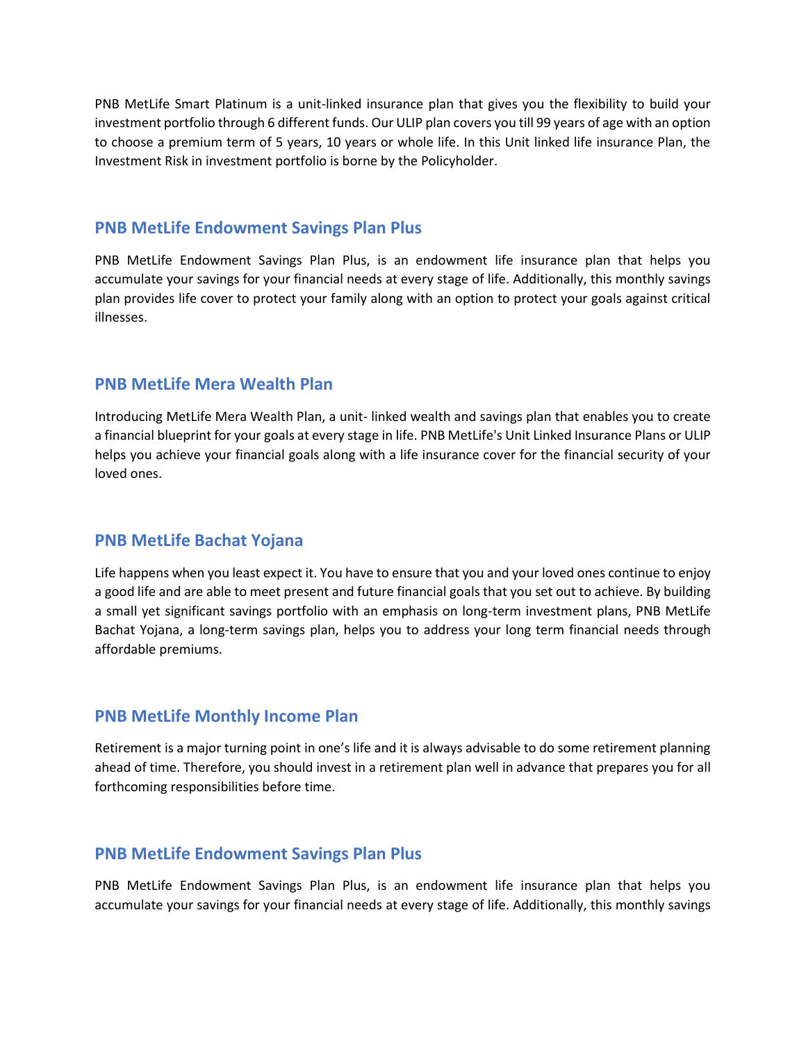PNB MetLife Smart Platinum is a unit-linked insurance plan that gives you the flexibility to build your investment portfolio through 6 different funds. Our ULIP plan covers you till 99 years of age with an option to choose a premium term of 5 years, 10 years or whole life. In this Unit linked life insurance Plan, the Investment Risk in investment portfolio is borne by the Policyholder.

## PNB MetLife Endowment Savings Plan Plus

PNB MetLife Endowment Savings Plan Plus, is an endowment life insurance plan that helps you accumulate your savings for your financial needs at every stage of life. Additionally, this monthly savings plan provides life cover to protect your family along with an option to protect your goals against critical illnesses.

## PNB MetLife Mera Wealth Plan

Introducing MetLife Mera Wealth Plan, a unit- linked wealth and savings plan that enables you to create a financial blueprint for your goals at every stage in life. PNB MetLife's Unit Linked Insurance Plans or ULIP helps you achieve your financial goals along with a life insurance cover for the financial security of your loved ones.

## PNB MetLife Bachat Yojana

Life happens when you least expect it. You have to ensure that you and your loved ones continue to enjoy a good life and are able to meet present and future financial goals that you set out to achieve. By building a small yet significant savings portfolio with an emphasis on long-term investment plans, PNB MetLife Bachat Yojana, a long-term savings plan, helps you to address your long term financial needs through affordable premiums.

## PNB MetLife Monthly Income Plan

Retirement is a major turning point in one's life and it is always advisable to do some retirement planning ahead of time. Therefore, you should invest in a retirement plan well in advance that prepares you for all forthcoming responsibilities before time.

## PNB MetLife Endowment Savings Plan Plus

PNB MetLife Endowment Savings Plan Plus, is an endowment life insurance plan that helps you accumulate your savings for your financial needs at every stage of life. Additionally, this monthly savings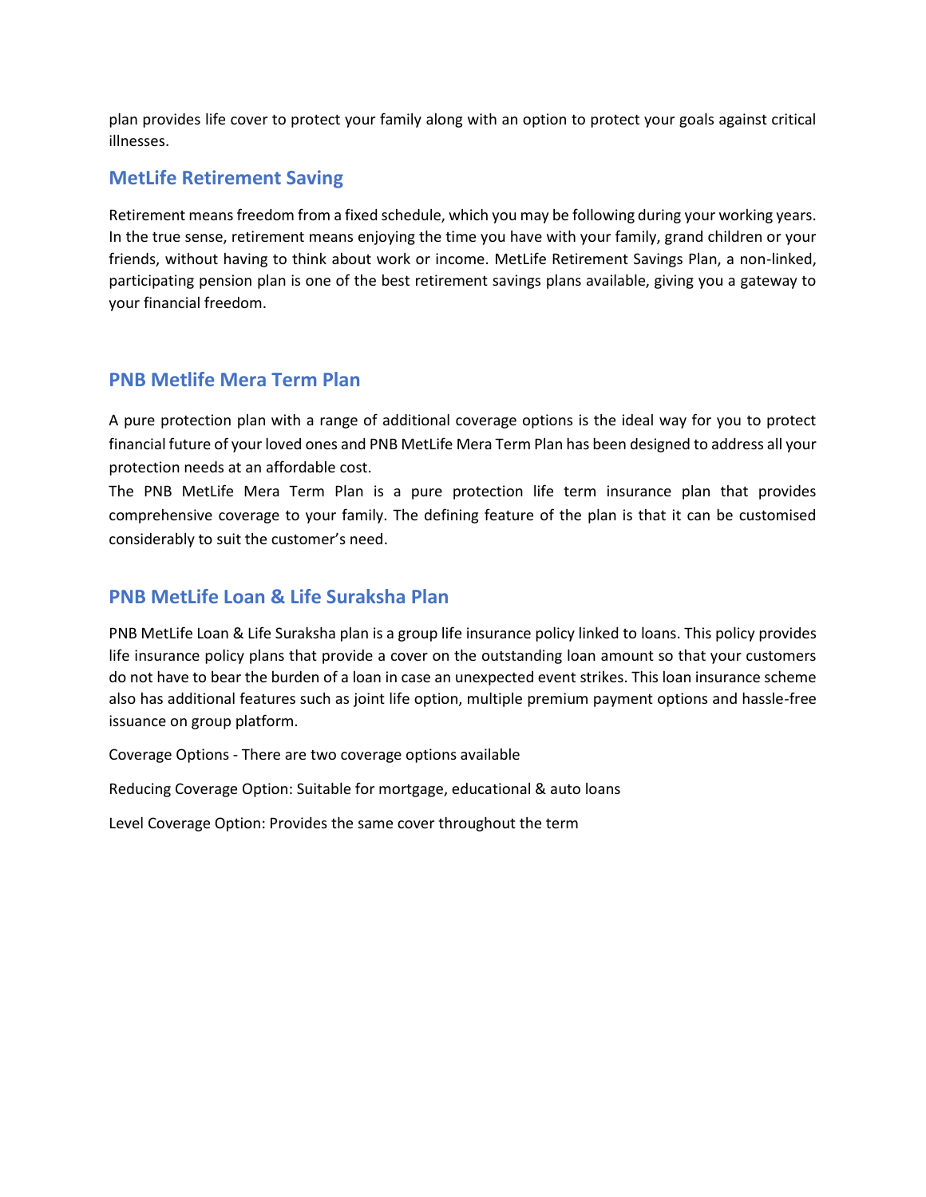plan provides life cover to protect your family along with an option to protect your goals against critical illnesses.

## MetLife Retirement Saving

Retirement means freedom from a fixed schedule, which you may be following during your working years. In the true sense, retirement means enjoying the time you have with your family, grand children or your friends, without having to think about work or income. MetLife Retirement Savings Plan, a non-linked, participating pension plan is one of the best retirement savings plans available, giving you a gateway to your financial freedom.

## PNB Metlife Mera Term Plan

A pure protection plan with a range of additional coverage options is the ideal way for you to protect financial future of your loved ones and PNB MetLife Mera Term Plan has been designed to address all your protection needs at an affordable cost.

The PNB MetLife Mera Term Plan is a pure protection life term insurance plan that provides comprehensive coverage to your family. The defining feature of the plan is that it can be customised considerably to suit the customer's need.

## PNB MetLife Loan & Life Suraksha Plan

PNB MetLife Loan & Life Suraksha plan is a group life insurance policy linked to loans. This policy provides life insurance policy plans that provide a cover on the outstanding loan amount so that your customers do not have to bear the burden of a loan in case an unexpected event strikes. This loan insurance scheme also has additional features such as joint life option, multiple premium payment options and hassle-free issuance on group platform.

Coverage Options - There are two coverage options available

Reducing Coverage Option: Suitable for mortgage, educational & auto loans

Level Coverage Option: Provides the same cover throughout the term